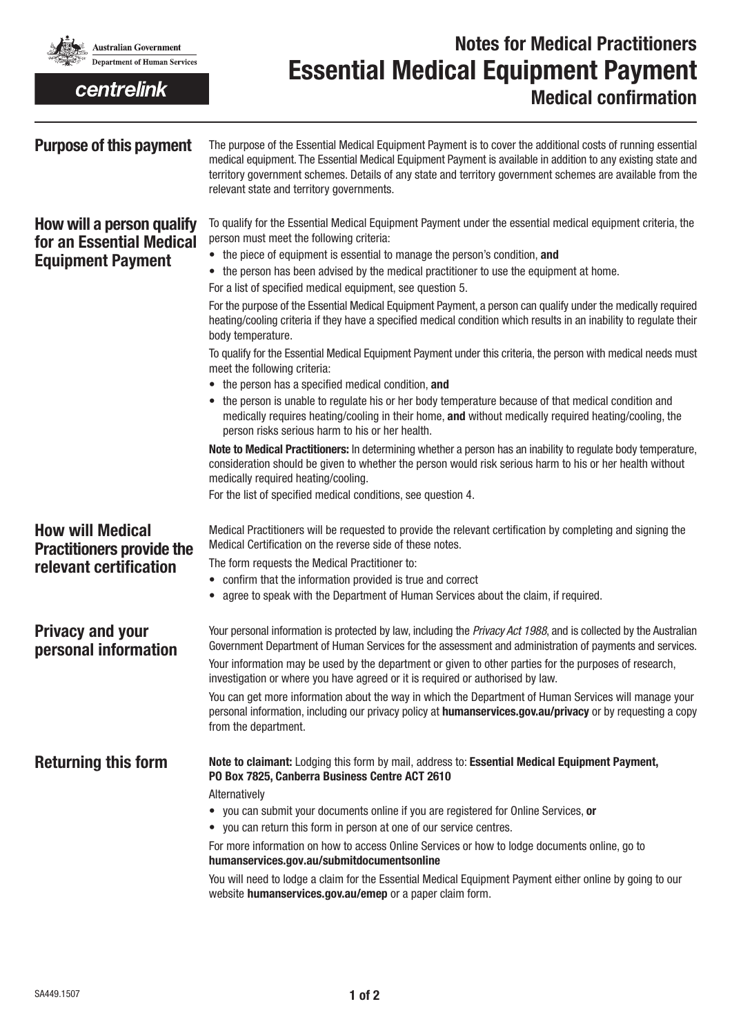Australian Government
Department of Human Services

centrelink

# Notes for Medical Practitioners
# Essential Medical Equipment Payment
## Medical confirmation

## Purpose of this payment

The purpose of the Essential Medical Equipment Payment is to cover the additional costs of running essential medical equipment. The Essential Medical Equipment Payment is available in addition to any existing state and territory government schemes. Details of any state and territory government schemes are available from the relevant state and territory governments.

## How will a person qualify for an Essential Medical Equipment Payment

To qualify for the Essential Medical Equipment Payment under the essential medical equipment criteria, the person must meet the following criteria:

- the piece of equipment is essential to manage the person's condition, **and**
- the person has been advised by the medical practitioner to use the equipment at home.

For a list of specified medical equipment, see question 5.

For the purpose of the Essential Medical Equipment Payment, a person can qualify under the medically required heating/cooling criteria if they have a specified medical condition which results in an inability to regulate their body temperature.

To qualify for the Essential Medical Equipment Payment under this criteria, the person with medical needs must meet the following criteria:

- the person has a specified medical condition, **and**
- the person is unable to regulate his or her body temperature because of that medical condition and medically requires heating/cooling in their home, **and** without medically required heating/cooling, the person risks serious harm to his or her health.

**Note to Medical Practitioners:** In determining whether a person has an inability to regulate body temperature, consideration should be given to whether the person would risk serious harm to his or her health without medically required heating/cooling.

For the list of specified medical conditions, see question 4.

## How will Medical Practitioners provide the relevant certification

Medical Practitioners will be requested to provide the relevant certification by completing and signing the Medical Certification on the reverse side of these notes.

The form requests the Medical Practitioner to:

- confirm that the information provided is true and correct
- agree to speak with the Department of Human Services about the claim, if required.

## Privacy and your personal information

Your personal information is protected by law, including the *Privacy Act 1988*, and is collected by the Australian Government Department of Human Services for the assessment and administration of payments and services.

Your information may be used by the department or given to other parties for the purposes of research, investigation or where you have agreed or it is required or authorised by law.

You can get more information about the way in which the Department of Human Services will manage your personal information, including our privacy policy at **humanservices.gov.au/privacy** or by requesting a copy from the department.

## Returning this form

**Note to claimant:** Lodging this form by mail, address to: **Essential Medical Equipment Payment, PO Box 7825, Canberra Business Centre ACT 2610**

Alternatively

- you can submit your documents online if you are registered for Online Services, **or**
- you can return this form in person at one of our service centres.

For more information on how to access Online Services or how to lodge documents online, go to **humanservices.gov.au/submitdocumentsonline**

You will need to lodge a claim for the Essential Medical Equipment Payment either online by going to our website **humanservices.gov.au/emep** or a paper claim form.

SA449.1507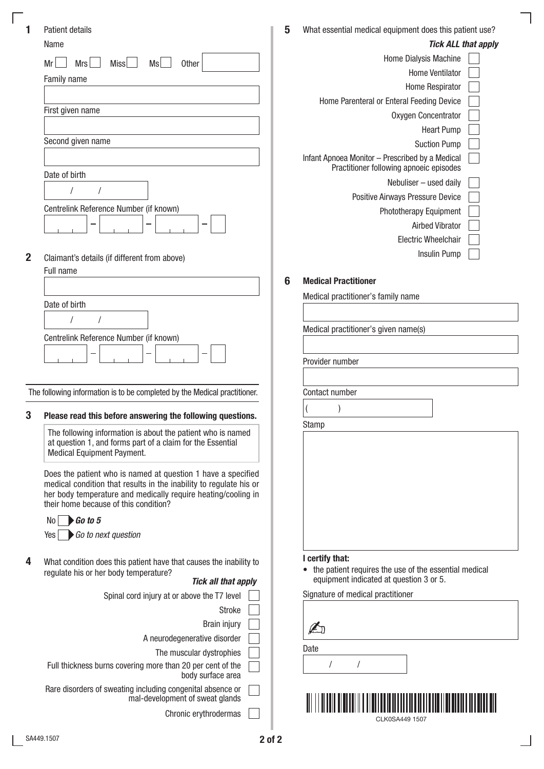**1** Patient details

Name

Mr ☐ Mrs ☐ Miss ☐ Ms ☐ Other

Family name

First given name

Second given name

Date of birth

/ /

Centrelink Reference Number (if known)

**2** Claimant's details (if different from above)

Full name

Date of birth

/ /

Centrelink Reference Number (if known)

The following information is to be completed by the Medical practitioner.

**3** **Please read this before answering the following questions.**

The following information is about the patient who is named at question 1, and forms part of a claim for the Essential Medical Equipment Payment.

Does the patient who is named at question 1 have a specified medical condition that results in the inability to regulate his or her body temperature and medically require heating/cooling in their home because of this condition?

No ☐ ***Go to 5***

Yes ☐ *Go to next question*

**4** What condition does this patient have that causes the inability to regulate his or her body temperature?

***Tick all that apply***

- Spinal cord injury at or above the T7 level ☐
- Stroke ☐
- Brain injury ☐
- A neurodegenerative disorder ☐
- The muscular dystrophies ☐
- Full thickness burns covering more than 20 per cent of the body surface area ☐
- Rare disorders of sweating including congenital absence or mal-development of sweat glands ☐
- Chronic erythrodermas ☐

**5** What essential medical equipment does this patient use?

***Tick ALL that apply***

- Home Dialysis Machine ☐
- Home Ventilator ☐
- Home Respirator ☐
- Home Parenteral or Enteral Feeding Device ☐
- Oxygen Concentrator ☐
- Heart Pump ☐
- Suction Pump ☐
- Infant Apnoea Monitor – Prescribed by a Medical Practitioner following apnoeic episodes ☐
- Nebuliser – used daily ☐
- Positive Airways Pressure Device ☐
- Phototherapy Equipment ☐
- Airbed Vibrator ☐
- Electric Wheelchair ☐
- Insulin Pump ☐

**6** **Medical Practitioner**

Medical practitioner's family name

Medical practitioner's given name(s)

Provider number

Contact number

( )

Stamp

**I certify that:**

- the patient requires the use of the essential medical equipment indicated at question 3 or 5.

Signature of medical practitioner

Date

/ /

CLK0SA449 1507

SA449.1507